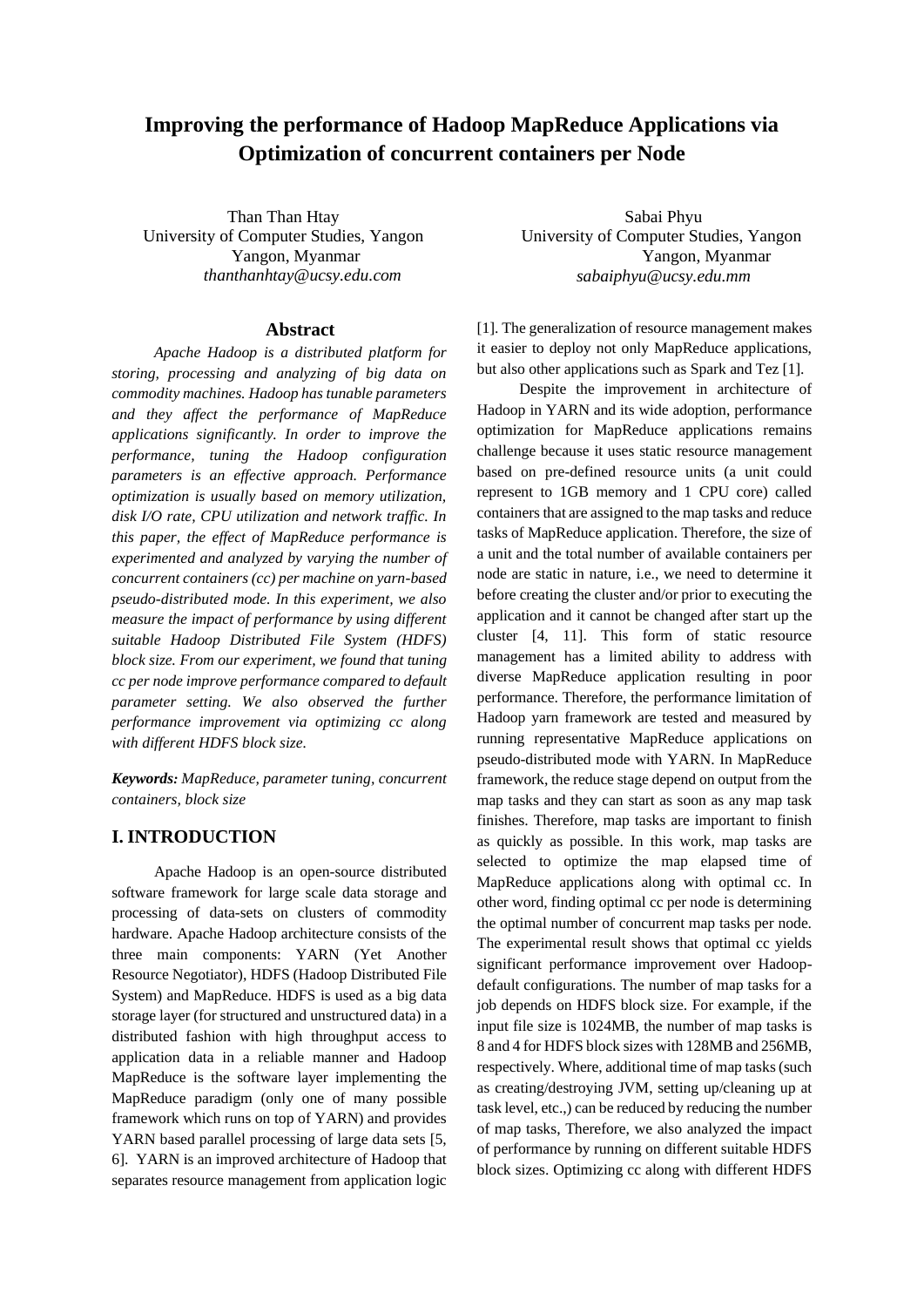# Improving the performance of Hadoop MapReduce Applications via Optimization of concurrent containers per Node

Than Than Htay
University of Computer Studies, Yangon
Yangon, Myanmar
*thanthanhtay@ucsy.edu.com*

Sabai Phyu
University of Computer Studies, Yangon
Yangon, Myanmar
*sabaiphyu@ucsy.edu.mm*

## Abstract

*Apache Hadoop is a distributed platform for storing, processing and analyzing of big data on commodity machines. Hadoop has tunable parameters and they affect the performance of MapReduce applications significantly. In order to improve the performance, tuning the Hadoop configuration parameters is an effective approach. Performance optimization is usually based on memory utilization, disk I/O rate, CPU utilization and network traffic. In this paper, the effect of MapReduce performance is experimented and analyzed by varying the number of concurrent containers (cc) per machine on yarn-based pseudo-distributed mode. In this experiment, we also measure the impact of performance by using different suitable Hadoop Distributed File System (HDFS) block size. From our experiment, we found that tuning cc per node improve performance compared to default parameter setting. We also observed the further performance improvement via optimizing cc along with different HDFS block size.*

***Keywords:*** *MapReduce, parameter tuning, concurrent containers, block size*

## I. INTRODUCTION

Apache Hadoop is an open-source distributed software framework for large scale data storage and processing of data-sets on clusters of commodity hardware. Apache Hadoop architecture consists of the three main components: YARN (Yet Another Resource Negotiator), HDFS (Hadoop Distributed File System) and MapReduce. HDFS is used as a big data storage layer (for structured and unstructured data) in a distributed fashion with high throughput access to application data in a reliable manner and Hadoop MapReduce is the software layer implementing the MapReduce paradigm (only one of many possible framework which runs on top of YARN) and provides YARN based parallel processing of large data sets [5, 6]. YARN is an improved architecture of Hadoop that separates resource management from application logic [1]. The generalization of resource management makes it easier to deploy not only MapReduce applications, but also other applications such as Spark and Tez [1].

Despite the improvement in architecture of Hadoop in YARN and its wide adoption, performance optimization for MapReduce applications remains challenge because it uses static resource management based on pre-defined resource units (a unit could represent to 1GB memory and 1 CPU core) called containers that are assigned to the map tasks and reduce tasks of MapReduce application. Therefore, the size of a unit and the total number of available containers per node are static in nature, i.e., we need to determine it before creating the cluster and/or prior to executing the application and it cannot be changed after start up the cluster [4, 11]. This form of static resource management has a limited ability to address with diverse MapReduce application resulting in poor performance. Therefore, the performance limitation of Hadoop yarn framework are tested and measured by running representative MapReduce applications on pseudo-distributed mode with YARN. In MapReduce framework, the reduce stage depend on output from the map tasks and they can start as soon as any map task finishes. Therefore, map tasks are important to finish as quickly as possible. In this work, map tasks are selected to optimize the map elapsed time of MapReduce applications along with optimal cc. In other word, finding optimal cc per node is determining the optimal number of concurrent map tasks per node. The experimental result shows that optimal cc yields significant performance improvement over Hadoop-default configurations. The number of map tasks for a job depends on HDFS block size. For example, if the input file size is 1024MB, the number of map tasks is 8 and 4 for HDFS block sizes with 128MB and 256MB, respectively. Where, additional time of map tasks (such as creating/destroying JVM, setting up/cleaning up at task level, etc.,) can be reduced by reducing the number of map tasks, Therefore, we also analyzed the impact of performance by running on different suitable HDFS block sizes. Optimizing cc along with different HDFS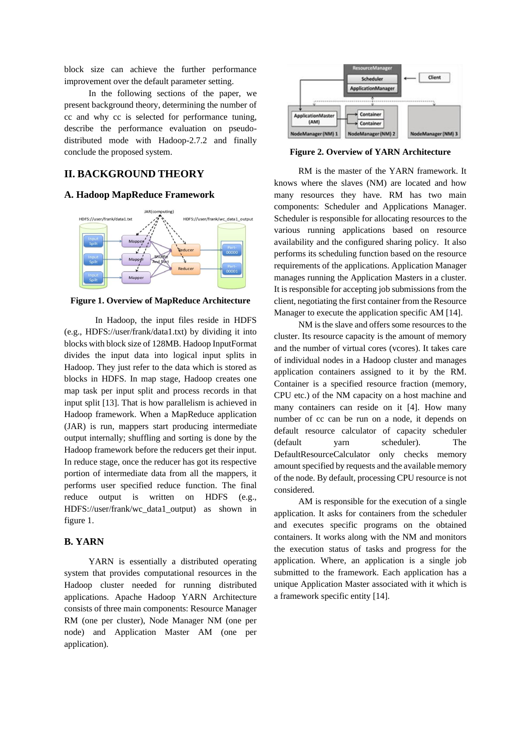block size can achieve the further performance improvement over the default parameter setting.

In the following sections of the paper, we present background theory, determining the number of cc and why cc is selected for performance tuning, describe the performance evaluation on pseudo-distributed mode with Hadoop-2.7.2 and finally conclude the proposed system.

## II. BACKGROUND THEORY

### A. Hadoop MapReduce Framework

**Figure 1. Overview of MapReduce Architecture**

In Hadoop, the input files reside in HDFS (e.g., HDFS://user/frank/data1.txt) by dividing it into blocks with block size of 128MB. Hadoop InputFormat divides the input data into logical input splits in Hadoop. They just refer to the data which is stored as blocks in HDFS. In map stage, Hadoop creates one map task per input split and process records in that input split [13]. That is how parallelism is achieved in Hadoop framework. When a MapReduce application (JAR) is run, mappers start producing intermediate output internally; shuffling and sorting is done by the Hadoop framework before the reducers get their input. In reduce stage, once the reducer has got its respective portion of intermediate data from all the mappers, it performs user specified reduce function. The final reduce output is written on HDFS (e.g., HDFS://user/frank/wc_data1_output) as shown in figure 1.

### B. YARN

YARN is essentially a distributed operating system that provides computational resources in the Hadoop cluster needed for running distributed applications. Apache Hadoop YARN Architecture consists of three main components: Resource Manager RM (one per cluster), Node Manager NM (one per node) and Application Master AM (one per application).

**Figure 2. Overview of YARN Architecture**

RM is the master of the YARN framework. It knows where the slaves (NM) are located and how many resources they have. RM has two main components: Scheduler and Applications Manager. Scheduler is responsible for allocating resources to the various running applications based on resource availability and the configured sharing policy. It also performs its scheduling function based on the resource requirements of the applications. Application Manager manages running the Application Masters in a cluster. It is responsible for accepting job submissions from the client, negotiating the first container from the Resource Manager to execute the application specific AM [14].

NM is the slave and offers some resources to the cluster. Its resource capacity is the amount of memory and the number of virtual cores (vcores). It takes care of individual nodes in a Hadoop cluster and manages application containers assigned to it by the RM. Container is a specified resource fraction (memory, CPU etc.) of the NM capacity on a host machine and many containers can reside on it [4]. How many number of cc can be run on a node, it depends on default resource calculator of capacity scheduler (default yarn scheduler). The DefaultResourceCalculator only checks memory amount specified by requests and the available memory of the node. By default, processing CPU resource is not considered.

AM is responsible for the execution of a single application. It asks for containers from the scheduler and executes specific programs on the obtained containers. It works along with the NM and monitors the execution status of tasks and progress for the application. Where, an application is a single job submitted to the framework. Each application has a unique Application Master associated with it which is a framework specific entity [14].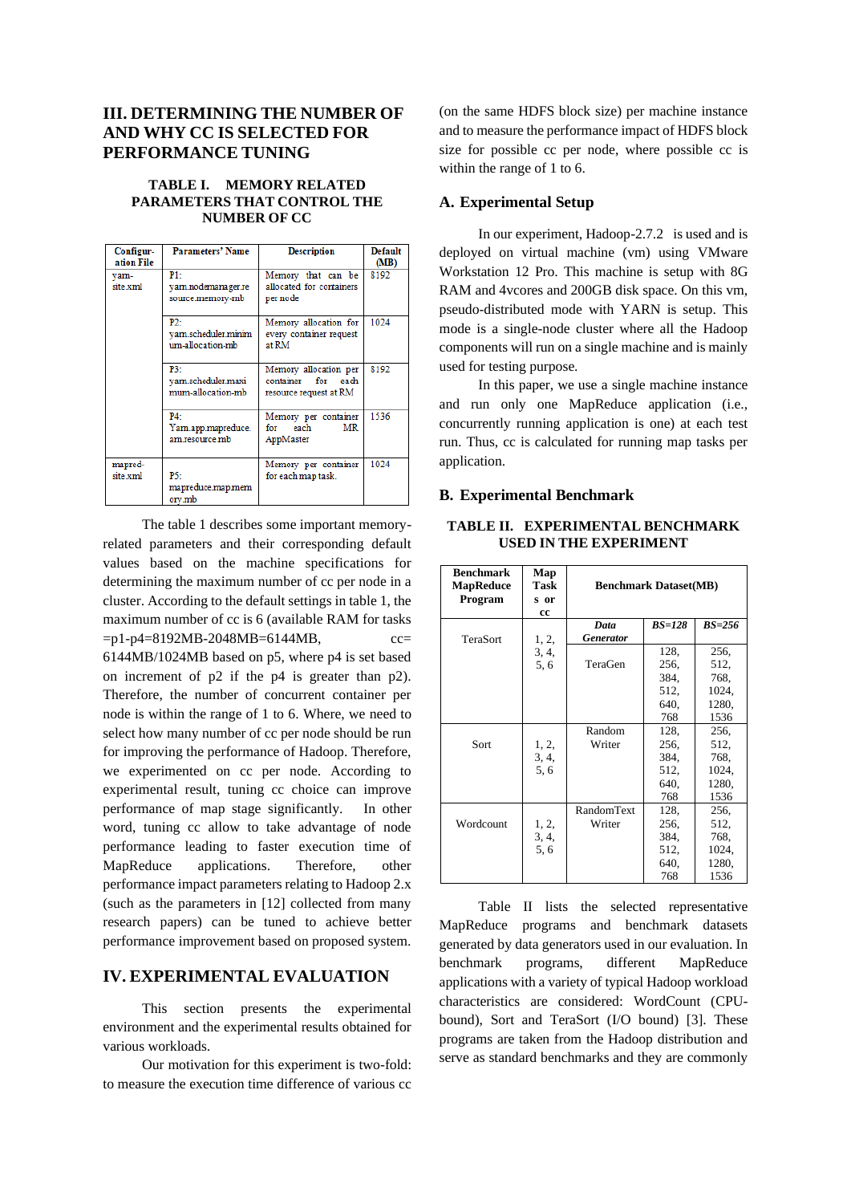## III. DETERMINING THE NUMBER OF AND WHY CC IS SELECTED FOR PERFORMANCE TUNING

TABLE I. MEMORY RELATED PARAMETERS THAT CONTROL THE NUMBER OF CC

| Configuration File | Parameters' Name | Description | Default (MB) |
|---|---|---|---|
| yarn-site.xml | P1: yarn.nodemanager.resource.memory-mb | Memory that can be allocated for containers per node | 8192 |
| | P2: yarn.scheduler.minimum-allocation-mb | Memory allocation for every container request at RM | 1024 |
| | P3: yarn.scheduler.maximum-allocation-mb | Memory allocation per container for each resource request at RM | 8192 |
| | P4: Yarn.app.mapreduce.am.resource.mb | Memory per container for each MR AppMaster | 1536 |
| mapred-site.xml | P5: mapreduce.map.memory.mb | Memory per container for each map task. | 1024 |

The table 1 describes some important memory-related parameters and their corresponding default values based on the machine specifications for determining the maximum number of cc per node in a cluster. According to the default settings in table 1, the maximum number of cc is 6 (available RAM for tasks =p1-p4=8192MB-2048MB=6144MB, cc= 6144MB/1024MB based on p5, where p4 is set based on increment of p2 if the p4 is greater than p2). Therefore, the number of concurrent container per node is within the range of 1 to 6. Where, we need to select how many number of cc per node should be run for improving the performance of Hadoop. Therefore, we experimented on cc per node. According to experimental result, tuning cc choice can improve performance of map stage significantly. In other word, tuning cc allow to take advantage of node performance leading to faster execution time of MapReduce applications. Therefore, other performance impact parameters relating to Hadoop 2.x (such as the parameters in [12] collected from many research papers) can be tuned to achieve better performance improvement based on proposed system.

## IV. EXPERIMENTAL EVALUATION

This section presents the experimental environment and the experimental results obtained for various workloads.

Our motivation for this experiment is two-fold: to measure the execution time difference of various cc (on the same HDFS block size) per machine instance and to measure the performance impact of HDFS block size for possible cc per node, where possible cc is within the range of 1 to 6.

### A. Experimental Setup

In our experiment, Hadoop-2.7.2 is used and is deployed on virtual machine (vm) using VMware Workstation 12 Pro. This machine is setup with 8G RAM and 4vcores and 200GB disk space. On this vm, pseudo-distributed mode with YARN is setup. This mode is a single-node cluster where all the Hadoop components will run on a single machine and is mainly used for testing purpose.

In this paper, we use a single machine instance and run only one MapReduce application (i.e., concurrently running application is one) at each test run. Thus, cc is calculated for running map tasks per application.

### B. Experimental Benchmark

TABLE II. EXPERIMENTAL BENCHMARK USED IN THE EXPERIMENT

| Benchmark MapReduce Program | Map Tasks or cc | Benchmark Dataset(MB) | | |
|---|---|---|---|---|
| | | ***Data Generator*** | ***BS=128*** | ***BS=256*** |
| TeraSort | 1, 2, 3, 4, 5, 6 | TeraGen | 128, 256, 384, 512, 640, 768 | 256, 512, 768, 1024, 1280, 1536 |
| Sort | 1, 2, 3, 4, 5, 6 | Random Writer | 128, 256, 384, 512, 640, 768 | 256, 512, 768, 1024, 1280, 1536 |
| Wordcount | 1, 2, 3, 4, 5, 6 | RandomText Writer | 128, 256, 384, 512, 640, 768 | 256, 512, 768, 1024, 1280, 1536 |

Table II lists the selected representative MapReduce programs and benchmark datasets generated by data generators used in our evaluation. In benchmark programs, different MapReduce applications with a variety of typical Hadoop workload characteristics are considered: WordCount (CPU-bound), Sort and TeraSort (I/O bound) [3]. These programs are taken from the Hadoop distribution and serve as standard benchmarks and they are commonly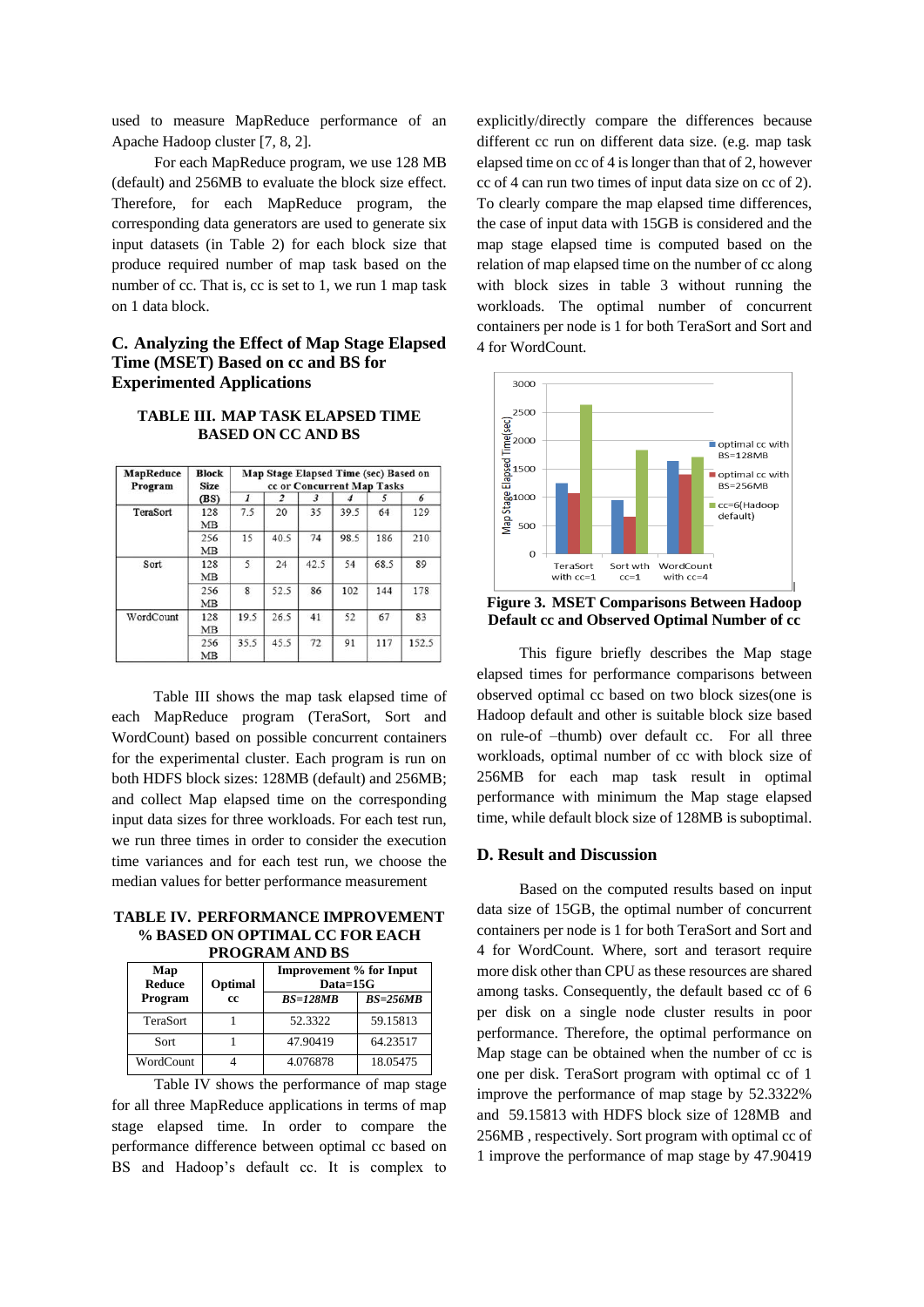used to measure MapReduce performance of an Apache Hadoop cluster [7, 8, 2].

For each MapReduce program, we use 128 MB (default) and 256MB to evaluate the block size effect. Therefore, for each MapReduce program, the corresponding data generators are used to generate six input datasets (in Table 2) for each block size that produce required number of map task based on the number of cc. That is, cc is set to 1, we run 1 map task on 1 data block.

### C. Analyzing the Effect of Map Stage Elapsed Time (MSET) Based on cc and BS for Experimented Applications

**TABLE III. MAP TASK ELAPSED TIME BASED ON CC AND BS**

| MapReduce Program | Block Size (BS) | Map Stage Elapsed Time (sec) Based on cc or Concurrent Map Tasks | | | | | |
|---|---|---|---|---|---|---|---|
| | | 1 | 2 | 3 | 4 | 5 | 6 |
| TeraSort | 128 MB | 7.5 | 20 | 35 | 39.5 | 64 | 129 |
| | 256 MB | 15 | 40.5 | 74 | 98.5 | 186 | 210 |
| Sort | 128 MB | 5 | 24 | 42.5 | 54 | 68.5 | 89 |
| | 256 MB | 8 | 52.5 | 86 | 102 | 144 | 178 |
| WordCount | 128 MB | 19.5 | 26.5 | 41 | 52 | 67 | 83 |
| | 256 MB | 35.5 | 45.5 | 72 | 91 | 117 | 152.5 |

Table III shows the map task elapsed time of each MapReduce program (TeraSort, Sort and WordCount) based on possible concurrent containers for the experimental cluster. Each program is run on both HDFS block sizes: 128MB (default) and 256MB; and collect Map elapsed time on the corresponding input data sizes for three workloads. For each test run, we run three times in order to consider the execution time variances and for each test run, we choose the median values for better performance measurement

**TABLE IV. PERFORMANCE IMPROVEMENT % BASED ON OPTIMAL CC FOR EACH PROGRAM AND BS**

| Map Reduce Program | Optimal cc | Improvement % for Input Data=15G | |
|---|---|---|---|
| | | *BS=128MB* | *BS=256MB* |
| TeraSort | 1 | 52.3322 | 59.15813 |
| Sort | 1 | 47.90419 | 64.23517 |
| WordCount | 4 | 4.076878 | 18.05475 |

Table IV shows the performance of map stage for all three MapReduce applications in terms of map stage elapsed time. In order to compare the performance difference between optimal cc based on BS and Hadoop's default cc. It is complex to explicitly/directly compare the differences because different cc run on different data size. (e.g. map task elapsed time on cc of 4 is longer than that of 2, however cc of 4 can run two times of input data size on cc of 2). To clearly compare the map elapsed time differences, the case of input data with 15GB is considered and the map stage elapsed time is computed based on the relation of map elapsed time on the number of cc along with block sizes in table 3 without running the workloads. The optimal number of concurrent containers per node is 1 for both TeraSort and Sort and 4 for WordCount.

**Figure 3. MSET Comparisons Between Hadoop Default cc and Observed Optimal Number of cc**

This figure briefly describes the Map stage elapsed times for performance comparisons between observed optimal cc based on two block sizes(one is Hadoop default and other is suitable block size based on rule-of –thumb) over default cc. For all three workloads, optimal number of cc with block size of 256MB for each map task result in optimal performance with minimum the Map stage elapsed time, while default block size of 128MB is suboptimal.

### D. Result and Discussion

Based on the computed results based on input data size of 15GB, the optimal number of concurrent containers per node is 1 for both TeraSort and Sort and 4 for WordCount. Where, sort and terasort require more disk other than CPU as these resources are shared among tasks. Consequently, the default based cc of 6 per disk on a single node cluster results in poor performance. Therefore, the optimal performance on Map stage can be obtained when the number of cc is one per disk. TeraSort program with optimal cc of 1 improve the performance of map stage by 52.3322% and 59.15813 with HDFS block size of 128MB and 256MB , respectively. Sort program with optimal cc of 1 improve the performance of map stage by 47.90419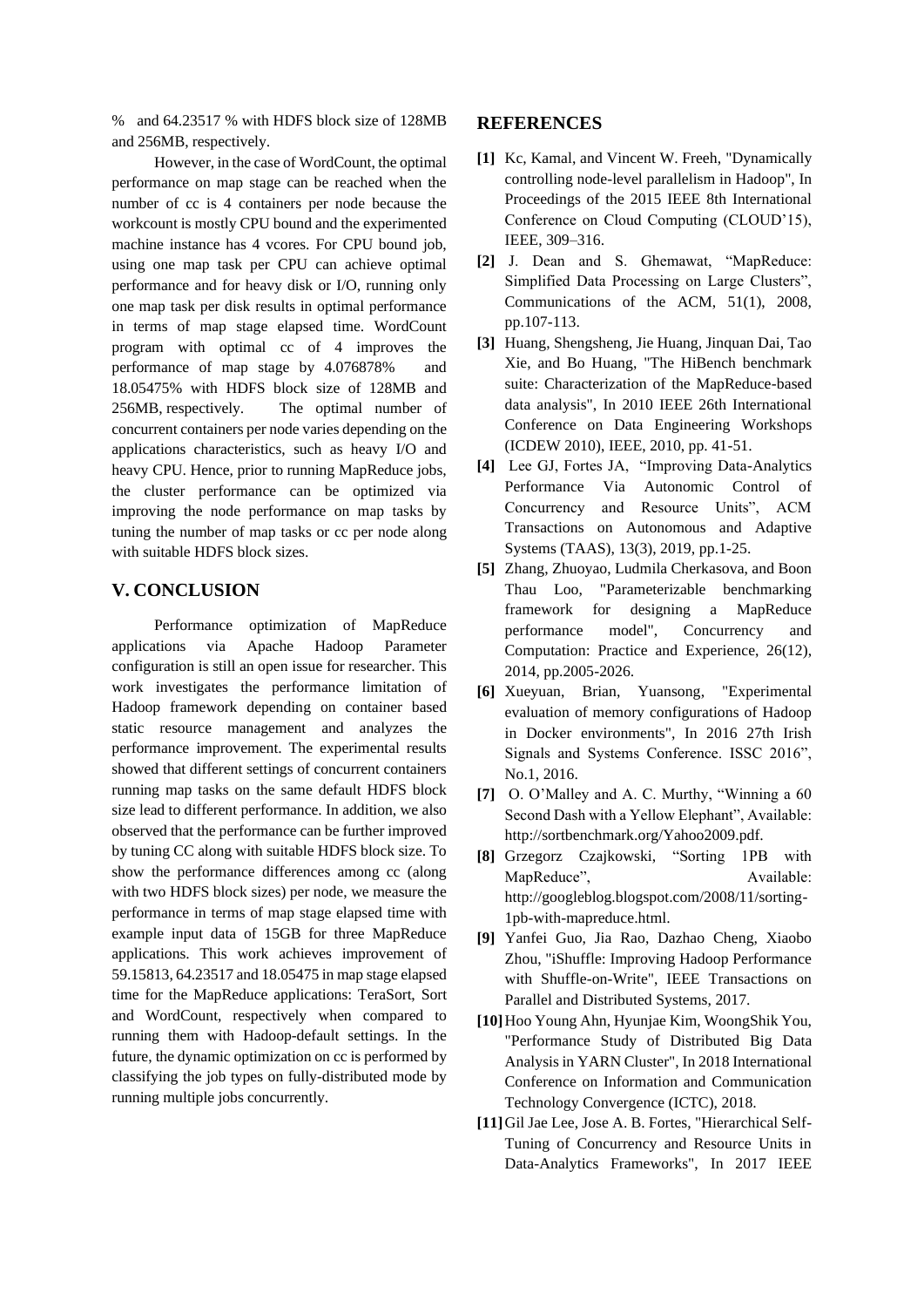% and 64.23517 % with HDFS block size of 128MB and 256MB, respectively.

However, in the case of WordCount, the optimal performance on map stage can be reached when the number of cc is 4 containers per node because the workcount is mostly CPU bound and the experimented machine instance has 4 vcores. For CPU bound job, using one map task per CPU can achieve optimal performance and for heavy disk or I/O, running only one map task per disk results in optimal performance in terms of map stage elapsed time. WordCount program with optimal cc of 4 improves the performance of map stage by 4.076878% and 18.05475% with HDFS block size of 128MB and 256MB, respectively. The optimal number of concurrent containers per node varies depending on the applications characteristics, such as heavy I/O and heavy CPU. Hence, prior to running MapReduce jobs, the cluster performance can be optimized via improving the node performance on map tasks by tuning the number of map tasks or cc per node along with suitable HDFS block sizes.

## V. CONCLUSION

Performance optimization of MapReduce applications via Apache Hadoop Parameter configuration is still an open issue for researcher. This work investigates the performance limitation of Hadoop framework depending on container based static resource management and analyzes the performance improvement. The experimental results showed that different settings of concurrent containers running map tasks on the same default HDFS block size lead to different performance. In addition, we also observed that the performance can be further improved by tuning CC along with suitable HDFS block size. To show the performance differences among cc (along with two HDFS block sizes) per node, we measure the performance in terms of map stage elapsed time with example input data of 15GB for three MapReduce applications. This work achieves improvement of 59.15813, 64.23517 and 18.05475 in map stage elapsed time for the MapReduce applications: TeraSort, Sort and WordCount, respectively when compared to running them with Hadoop-default settings. In the future, the dynamic optimization on cc is performed by classifying the job types on fully-distributed mode by running multiple jobs concurrently.

## REFERENCES

**[1]** Kc, Kamal, and Vincent W. Freeh, "Dynamically controlling node-level parallelism in Hadoop", In Proceedings of the 2015 IEEE 8th International Conference on Cloud Computing (CLOUD'15), IEEE, 309–316.

**[2]** J. Dean and S. Ghemawat, "MapReduce: Simplified Data Processing on Large Clusters", Communications of the ACM, 51(1), 2008, pp.107-113.

**[3]** Huang, Shengsheng, Jie Huang, Jinquan Dai, Tao Xie, and Bo Huang, "The HiBench benchmark suite: Characterization of the MapReduce-based data analysis", In 2010 IEEE 26th International Conference on Data Engineering Workshops (ICDEW 2010), IEEE, 2010, pp. 41-51.

**[4]** Lee GJ, Fortes JA, "Improving Data-Analytics Performance Via Autonomic Control of Concurrency and Resource Units", ACM Transactions on Autonomous and Adaptive Systems (TAAS), 13(3), 2019, pp.1-25.

**[5]** Zhang, Zhuoyao, Ludmila Cherkasova, and Boon Thau Loo, "Parameterizable benchmarking framework for designing a MapReduce performance model", Concurrency and Computation: Practice and Experience, 26(12), 2014, pp.2005-2026.

**[6]** Xueyuan, Brian, Yuansong, "Experimental evaluation of memory configurations of Hadoop in Docker environments", In 2016 27th Irish Signals and Systems Conference. ISSC 2016", No.1, 2016.

**[7]** O. O'Malley and A. C. Murthy, "Winning a 60 Second Dash with a Yellow Elephant", Available: http://sortbenchmark.org/Yahoo2009.pdf.

**[8]** Grzegorz Czajkowski, "Sorting 1PB with MapReduce", Available: http://googleblog.blogspot.com/2008/11/sorting-1pb-with-mapreduce.html.

**[9]** Yanfei Guo, Jia Rao, Dazhao Cheng, Xiaobo Zhou, "iShuffle: Improving Hadoop Performance with Shuffle-on-Write", IEEE Transactions on Parallel and Distributed Systems, 2017.

**[10]** Hoo Young Ahn, Hyunjae Kim, WoongShik You, "Performance Study of Distributed Big Data Analysis in YARN Cluster", In 2018 International Conference on Information and Communication Technology Convergence (ICTC), 2018.

**[11]** Gil Jae Lee, Jose A. B. Fortes, "Hierarchical Self-Tuning of Concurrency and Resource Units in Data-Analytics Frameworks", In 2017 IEEE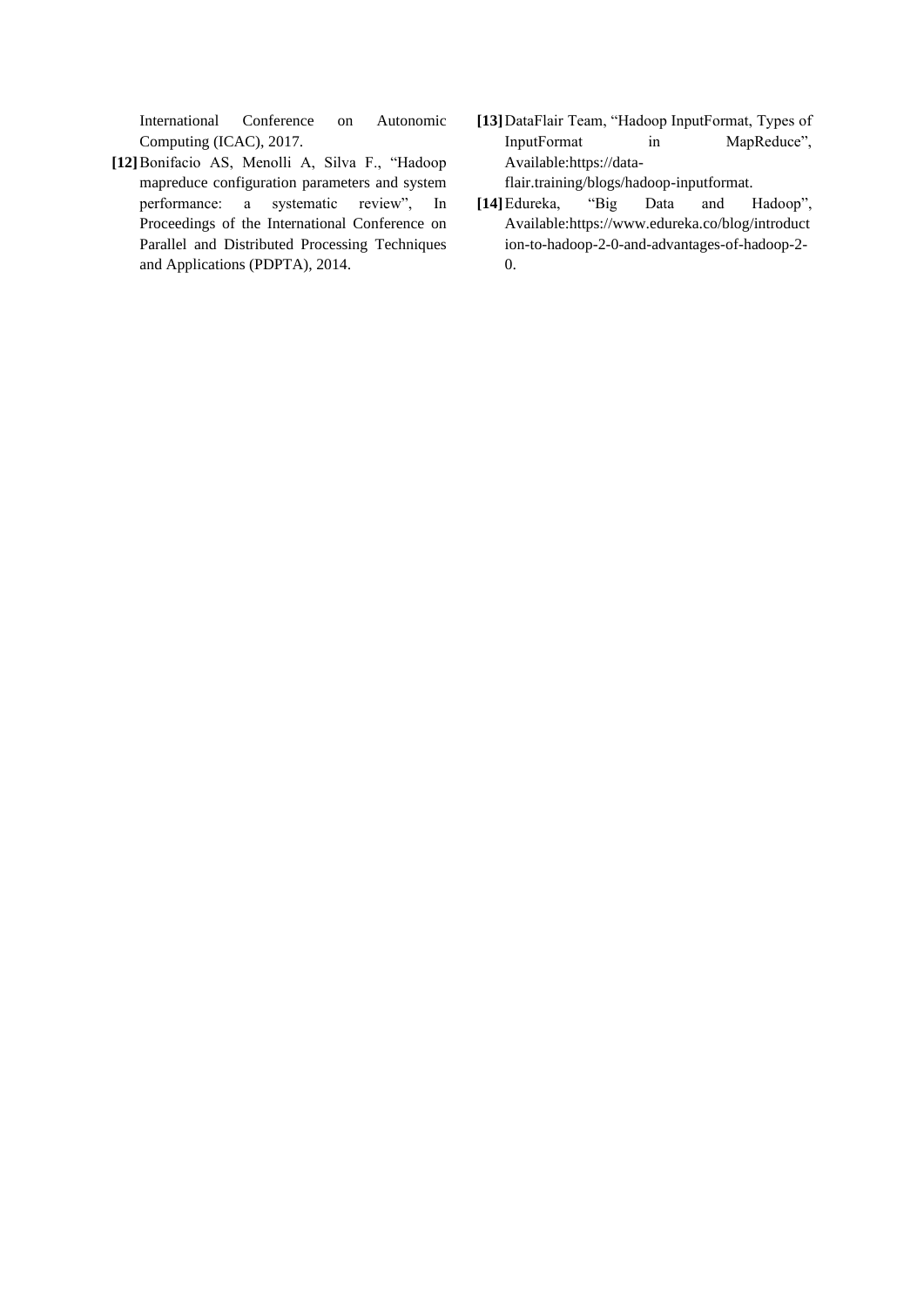International Conference on Autonomic Computing (ICAC), 2017.

**[12]** Bonifacio AS, Menolli A, Silva F., "Hadoop mapreduce configuration parameters and system performance: a systematic review", In Proceedings of the International Conference on Parallel and Distributed Processing Techniques and Applications (PDPTA), 2014.

**[13]** DataFlair Team, "Hadoop InputFormat, Types of InputFormat in MapReduce", Available:https://data-flair.training/blogs/hadoop-inputformat.

**[14]** Edureka, "Big Data and Hadoop", Available:https://www.edureka.co/blog/introduction-to-hadoop-2-0-and-advantages-of-hadoop-2-0.